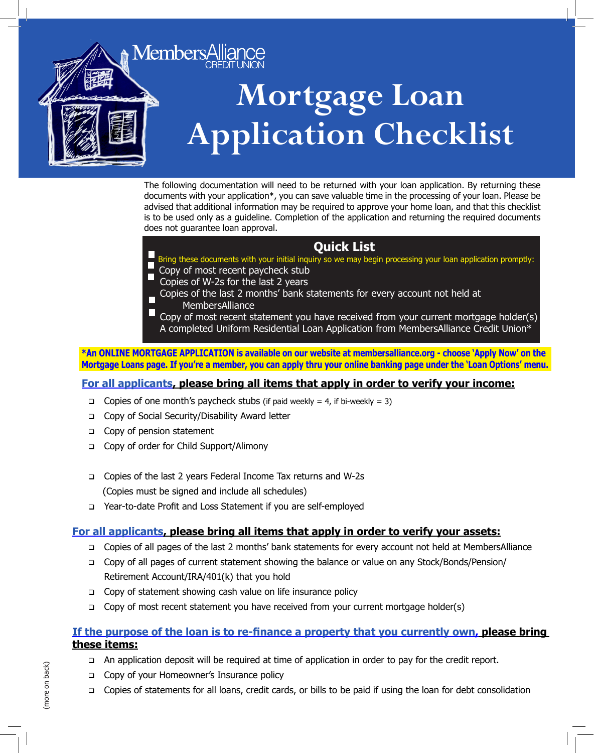MembersAlliance
CREDIT UNION

# Mortgage Loan Application Checklist

The following documentation will need to be returned with your loan application. By returning these documents with your application*, you can save valuable time in the processing of your loan. Please be advised that additional information may be required to approve your home loan, and that this checklist is to be used only as a guideline. Completion of the application and returning the required documents does not guarantee loan approval.

## Quick List

Bring these documents with your initial inquiry so we may begin processing your loan application promptly:

- Copy of most recent paycheck stub
- Copies of W-2s for the last 2 years
- Copies of the last 2 months' bank statements for every account not held at MembersAlliance
- Copy of most recent statement you have received from your current mortgage holder(s)
- A completed Uniform Residential Loan Application from MembersAlliance Credit Union*

**\*An ONLINE MORTGAGE APPLICATION is available on our website at membersalliance.org - choose 'Apply Now' on the Mortgage Loans page. If you're a member, you can apply thru your online banking page under the 'Loan Options' menu.**

### For all applicants, please bring all items that apply in order to verify your income:

- Copies of one month's paycheck stubs (if paid weekly = 4, if bi-weekly = 3)
- Copy of Social Security/Disability Award letter
- Copy of pension statement
- Copy of order for Child Support/Alimony
- Copies of the last 2 years Federal Income Tax returns and W-2s
  (Copies must be signed and include all schedules)
- Year-to-date Profit and Loss Statement if you are self-employed

### For all applicants, please bring all items that apply in order to verify your assets:

- Copies of all pages of the last 2 months' bank statements for every account not held at MembersAlliance
- Copy of all pages of current statement showing the balance or value on any Stock/Bonds/Pension/Retirement Account/IRA/401(k) that you hold
- Copy of statement showing cash value on life insurance policy
- Copy of most recent statement you have received from your current mortgage holder(s)

### If the purpose of the loan is to re-finance a property that you currently own, please bring these items:

- An application deposit will be required at time of application in order to pay for the credit report.
- Copy of your Homeowner's Insurance policy
- Copies of statements for all loans, credit cards, or bills to be paid if using the loan for debt consolidation

(more on back)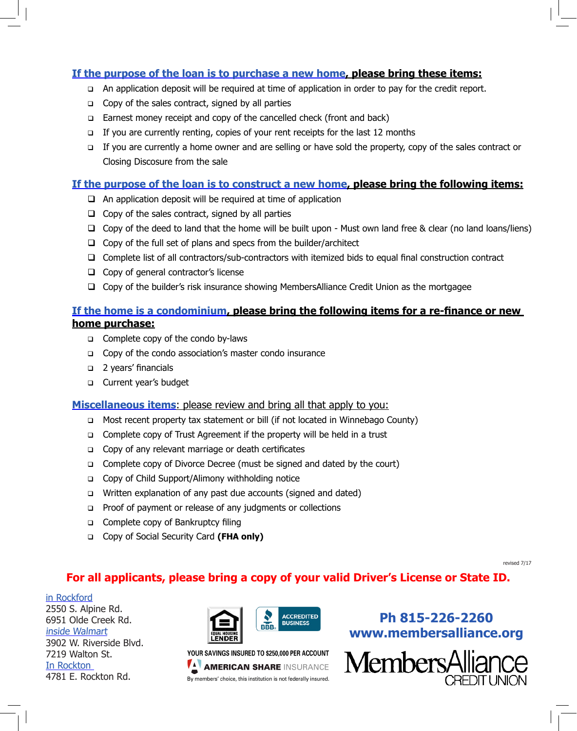**If the purpose of the loan is to purchase a new home, please bring these items:**

- An application deposit will be required at time of application in order to pay for the credit report.
- Copy of the sales contract, signed by all parties
- Earnest money receipt and copy of the cancelled check (front and back)
- If you are currently renting, copies of your rent receipts for the last 12 months
- If you are currently a home owner and are selling or have sold the property, copy of the sales contract or Closing Discosure from the sale

**If the purpose of the loan is to construct a new home, please bring the following items:**

- An application deposit will be required at time of application
- Copy of the sales contract, signed by all parties
- Copy of the deed to land that the home will be built upon - Must own land free & clear (no land loans/liens)
- Copy of the full set of plans and specs from the builder/architect
- Complete list of all contractors/sub-contractors with itemized bids to equal final construction contract
- Copy of general contractor's license
- Copy of the builder's risk insurance showing MembersAlliance Credit Union as the mortgagee

**If the home is a condominium, please bring the following items for a re-finance or new home purchase:**

- Complete copy of the condo by-laws
- Copy of the condo association's master condo insurance
- 2 years' financials
- Current year's budget

**Miscellaneous items**: please review and bring all that apply to you:

- Most recent property tax statement or bill (if not located in Winnebago County)
- Complete copy of Trust Agreement if the property will be held in a trust
- Copy of any relevant marriage or death certificates
- Complete copy of Divorce Decree (must be signed and dated by the court)
- Copy of Child Support/Alimony withholding notice
- Written explanation of any past due accounts (signed and dated)
- Proof of payment or release of any judgments or collections
- Complete copy of Bankruptcy filing
- Copy of Social Security Card **(FHA only)**

revised 7/17

**For all applicants, please bring a copy of your valid Driver's License or State ID.**

in Rockford
2550 S. Alpine Rd.
6951 Olde Creek Rd.
*inside Walmart*
3902 W. Riverside Blvd.
7219 Walton St.
In Rockton
4781 E. Rockton Rd.

EQUAL HOUSING LENDER

ACCREDITED BUSINESS BBB.

YOUR SAVINGS INSURED TO $250,000 PER ACCOUNT
AMERICAN SHARE INSURANCE
By members' choice, this institution is not federally insured.

**Ph 815-226-2260**
**www.membersalliance.org**

MembersAlliance CREDIT UNION